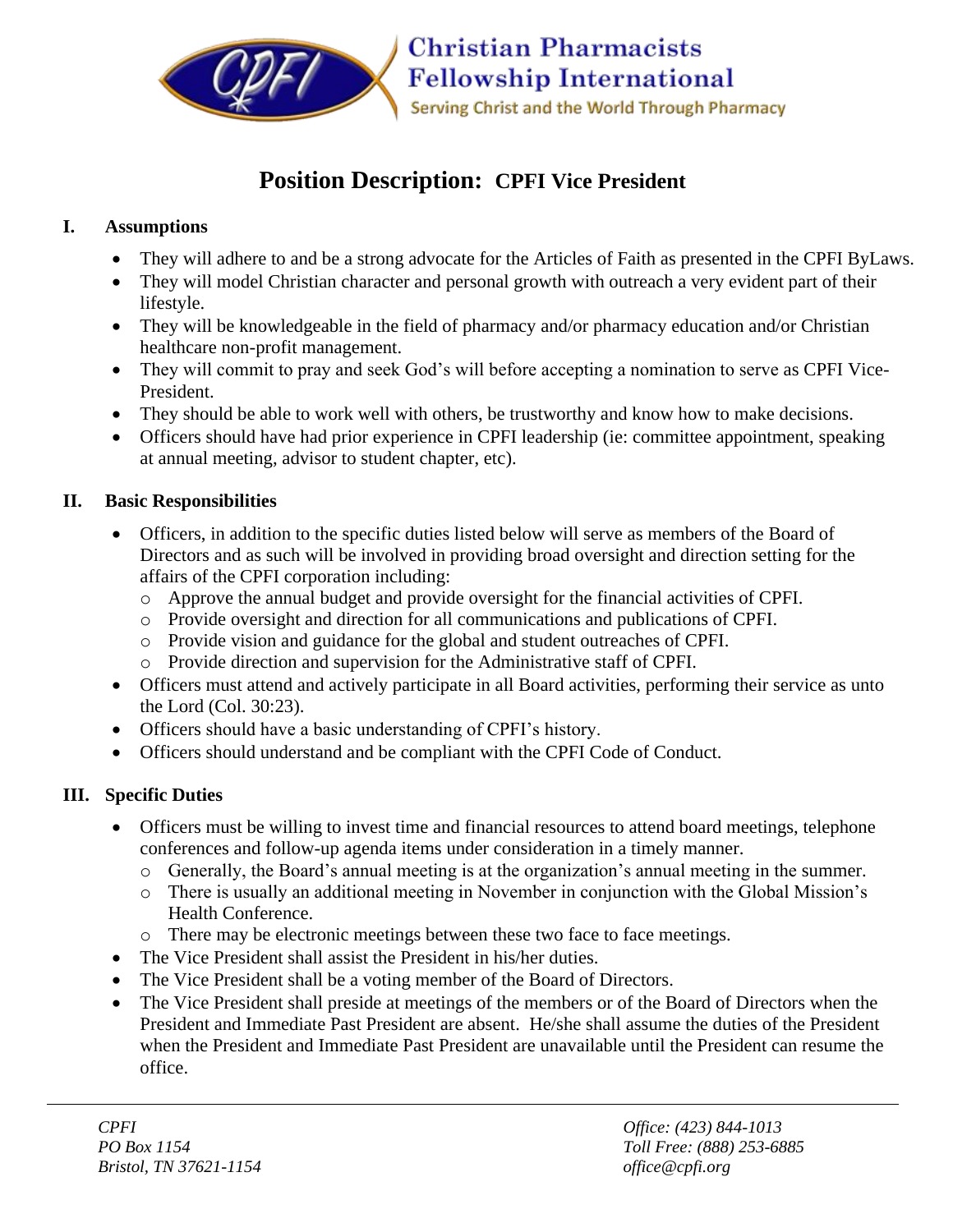**Christian Pharmacists Fellowship International**

Serving Christ and the World Through Pharmacy

# Position Description: CPFI Vice President

## I. Assumptions

- They will adhere to and be a strong advocate for the Articles of Faith as presented in the CPFI ByLaws.
- They will model Christian character and personal growth with outreach a very evident part of their lifestyle.
- They will be knowledgeable in the field of pharmacy and/or pharmacy education and/or Christian healthcare non-profit management.
- They will commit to pray and seek God's will before accepting a nomination to serve as CPFI Vice-President.
- They should be able to work well with others, be trustworthy and know how to make decisions.
- Officers should have had prior experience in CPFI leadership (ie: committee appointment, speaking at annual meeting, advisor to student chapter, etc).

## II. Basic Responsibilities

- Officers, in addition to the specific duties listed below will serve as members of the Board of Directors and as such will be involved in providing broad oversight and direction setting for the affairs of the CPFI corporation including:
  - Approve the annual budget and provide oversight for the financial activities of CPFI.
  - Provide oversight and direction for all communications and publications of CPFI.
  - Provide vision and guidance for the global and student outreaches of CPFI.
  - Provide direction and supervision for the Administrative staff of CPFI.
- Officers must attend and actively participate in all Board activities, performing their service as unto the Lord (Col. 30:23).
- Officers should have a basic understanding of CPFI's history.
- Officers should understand and be compliant with the CPFI Code of Conduct.

## III. Specific Duties

- Officers must be willing to invest time and financial resources to attend board meetings, telephone conferences and follow-up agenda items under consideration in a timely manner.
  - Generally, the Board's annual meeting is at the organization's annual meeting in the summer.
  - There is usually an additional meeting in November in conjunction with the Global Mission's Health Conference.
  - There may be electronic meetings between these two face to face meetings.
- The Vice President shall assist the President in his/her duties.
- The Vice President shall be a voting member of the Board of Directors.
- The Vice President shall preside at meetings of the members or of the Board of Directors when the President and Immediate Past President are absent. He/she shall assume the duties of the President when the President and Immediate Past President are unavailable until the President can resume the office.

*CPFI*
*PO Box 1154*
*Bristol, TN 37621-1154*

*Office: (423) 844-1013*
*Toll Free: (888) 253-6885*
*office@cpfi.org*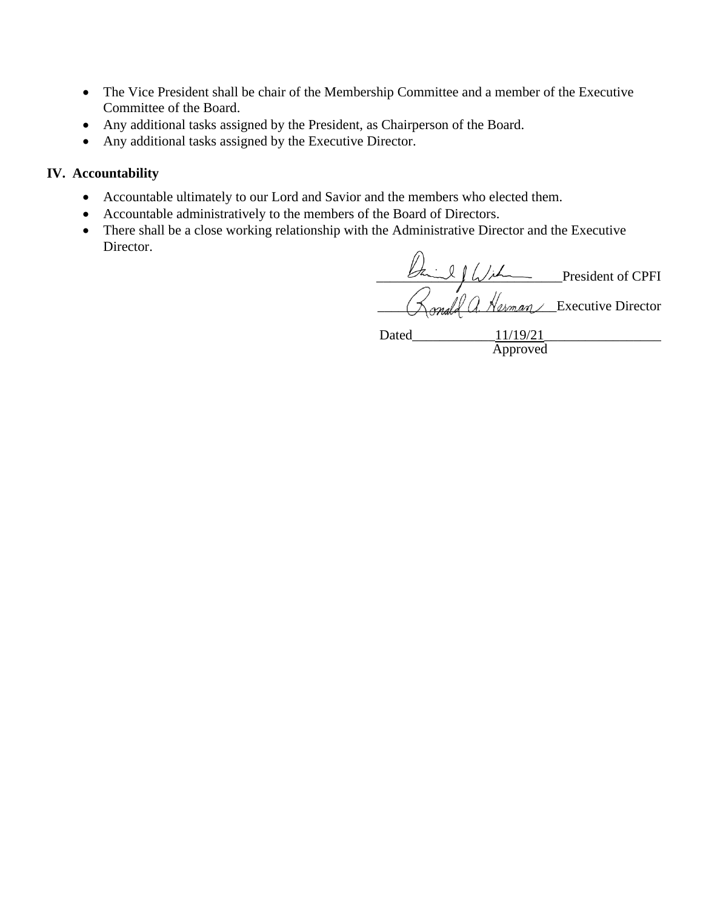- The Vice President shall be chair of the Membership Committee and a member of the Executive Committee of the Board.
- Any additional tasks assigned by the President, as Chairperson of the Board.
- Any additional tasks assigned by the Executive Director.

## IV. Accountability

- Accountable ultimately to our Lord and Savior and the members who elected them.
- Accountable administratively to the members of the Board of Directors.
- There shall be a close working relationship with the Administrative Director and the Executive Director.

Daniel J Wilson ____________ President of CPFI

Ronald A. Herman ____________ Executive Director

Dated____________11/19/21________________
Approved